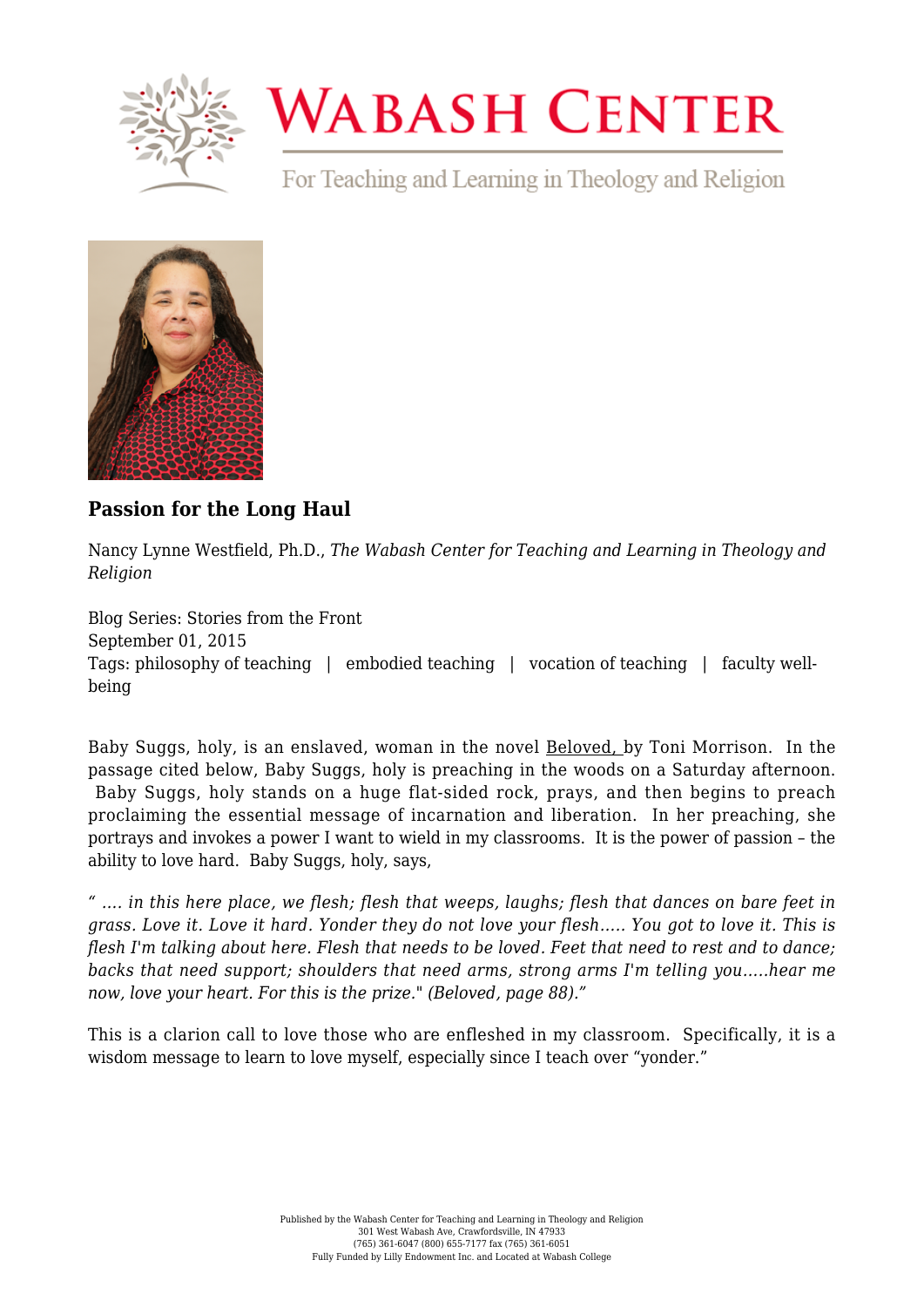# Passion for the Long Haul

Nancy Lynne Westfield, Ph.D., *The Wabash Center for Teaching and Learning in Theology and Religion*

Blog Series: Stories from the Front
September 01, 2015
Tags: philosophy of teaching | embodied teaching | vocation of teaching | faculty well-being

Baby Suggs, holy, is an enslaved, woman in the novel Beloved, by Toni Morrison. In the passage cited below, Baby Suggs, holy is preaching in the woods on a Saturday afternoon. Baby Suggs, holy stands on a huge flat-sided rock, prays, and then begins to preach proclaiming the essential message of incarnation and liberation. In her preaching, she portrays and invokes a power I want to wield in my classrooms. It is the power of passion – the ability to love hard. Baby Suggs, holy, says,

*" .... in this here place, we flesh; flesh that weeps, laughs; flesh that dances on bare feet in grass. Love it. Love it hard. Yonder they do not love your flesh..... You got to love it. This is flesh I'm talking about here. Flesh that needs to be loved. Feet that need to rest and to dance; backs that need support; shoulders that need arms, strong arms I'm telling you.....hear me now, love your heart. For this is the prize." (Beloved, page 88)."*

This is a clarion call to love those who are enfleshed in my classroom. Specifically, it is a wisdom message to learn to love myself, especially since I teach over "yonder."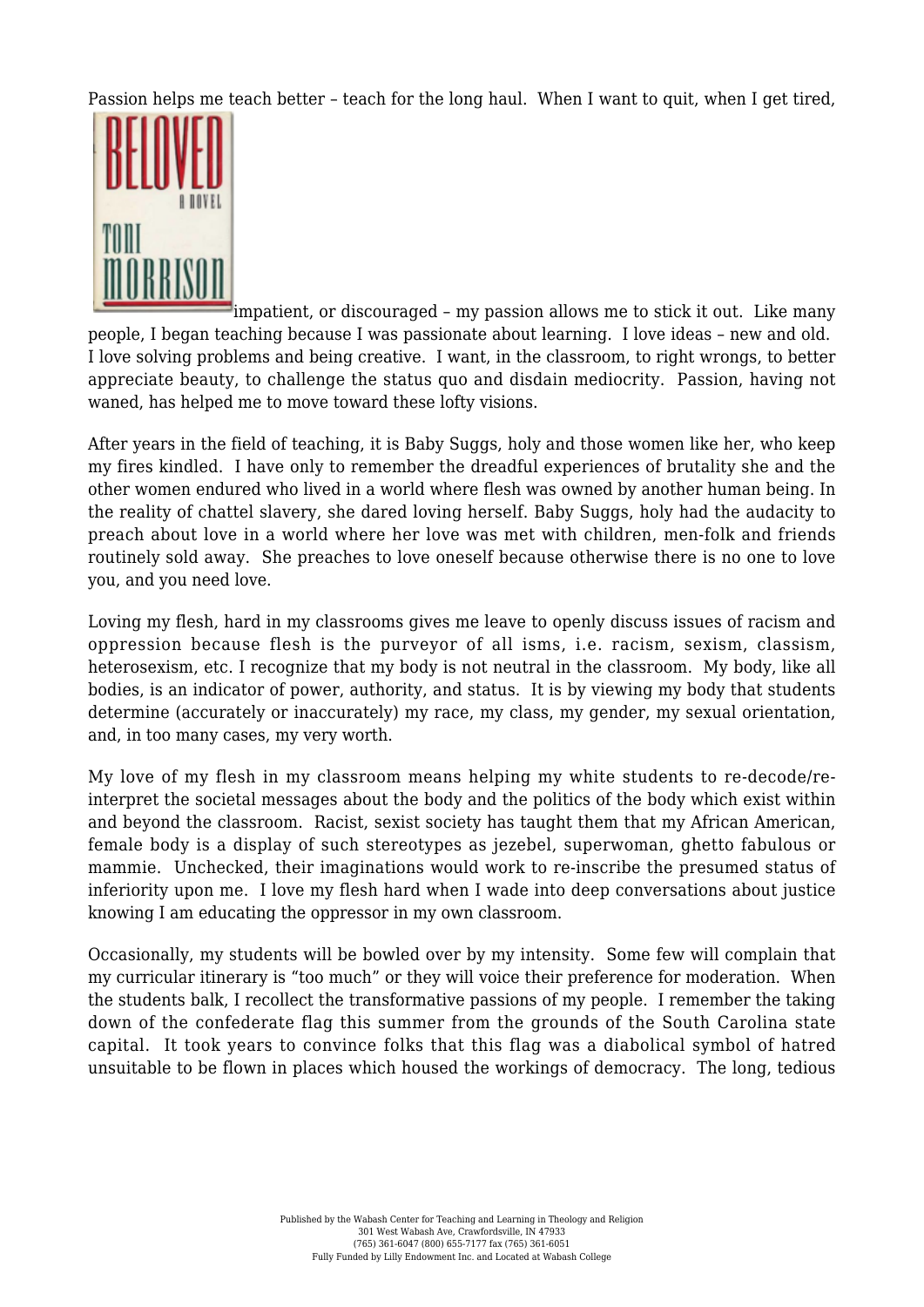Passion helps me teach better – teach for the long haul. When I want to quit, when I get tired, impatient, or discouraged – my passion allows me to stick it out. Like many people, I began teaching because I was passionate about learning. I love ideas – new and old. I love solving problems and being creative. I want, in the classroom, to right wrongs, to better appreciate beauty, to challenge the status quo and disdain mediocrity. Passion, having not waned, has helped me to move toward these lofty visions.

After years in the field of teaching, it is Baby Suggs, holy and those women like her, who keep my fires kindled. I have only to remember the dreadful experiences of brutality she and the other women endured who lived in a world where flesh was owned by another human being. In the reality of chattel slavery, she dared loving herself. Baby Suggs, holy had the audacity to preach about love in a world where her love was met with children, men-folk and friends routinely sold away. She preaches to love oneself because otherwise there is no one to love you, and you need love.

Loving my flesh, hard in my classrooms gives me leave to openly discuss issues of racism and oppression because flesh is the purveyor of all isms, i.e. racism, sexism, classism, heterosexism, etc. I recognize that my body is not neutral in the classroom. My body, like all bodies, is an indicator of power, authority, and status. It is by viewing my body that students determine (accurately or inaccurately) my race, my class, my gender, my sexual orientation, and, in too many cases, my very worth.

My love of my flesh in my classroom means helping my white students to re-decode/re-interpret the societal messages about the body and the politics of the body which exist within and beyond the classroom. Racist, sexist society has taught them that my African American, female body is a display of such stereotypes as jezebel, superwoman, ghetto fabulous or mammie. Unchecked, their imaginations would work to re-inscribe the presumed status of inferiority upon me. I love my flesh hard when I wade into deep conversations about justice knowing I am educating the oppressor in my own classroom.

Occasionally, my students will be bowled over by my intensity. Some few will complain that my curricular itinerary is "too much" or they will voice their preference for moderation. When the students balk, I recollect the transformative passions of my people. I remember the taking down of the confederate flag this summer from the grounds of the South Carolina state capital. It took years to convince folks that this flag was a diabolical symbol of hatred unsuitable to be flown in places which housed the workings of democracy. The long, tedious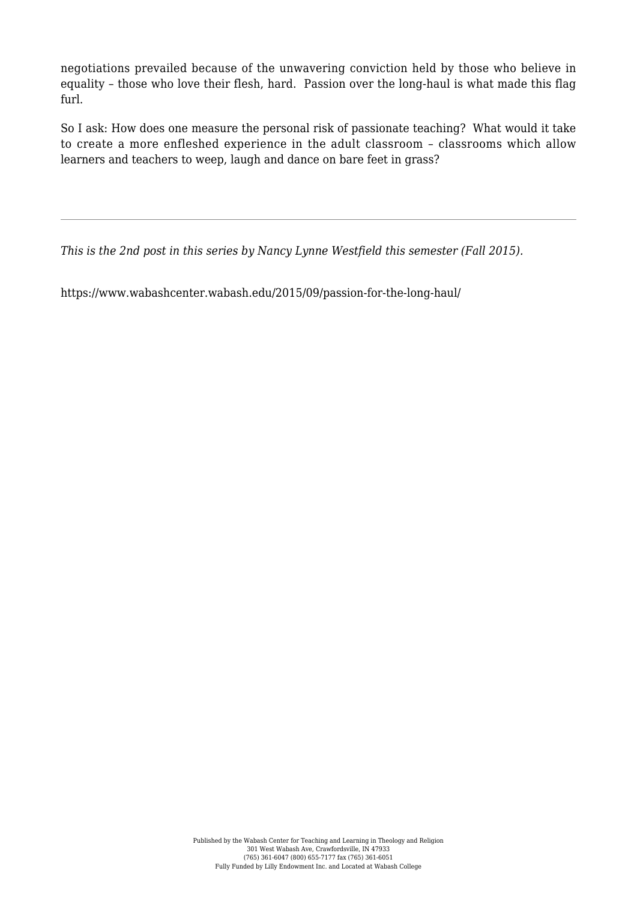negotiations prevailed because of the unwavering conviction held by those who believe in equality – those who love their flesh, hard.  Passion over the long-haul is what made this flag furl.

So I ask: How does one measure the personal risk of passionate teaching?  What would it take to create a more enfleshed experience in the adult classroom – classrooms which allow learners and teachers to weep, laugh and dance on bare feet in grass?

---

*This is the 2nd post in this series by Nancy Lynne Westfield this semester (Fall 2015).*

https://www.wabashcenter.wabash.edu/2015/09/passion-for-the-long-haul/

Published by the Wabash Center for Teaching and Learning in Theology and Religion
301 West Wabash Ave, Crawfordsville, IN 47933
(765) 361-6047 (800) 655-7177 fax (765) 361-6051
Fully Funded by Lilly Endowment Inc. and Located at Wabash College